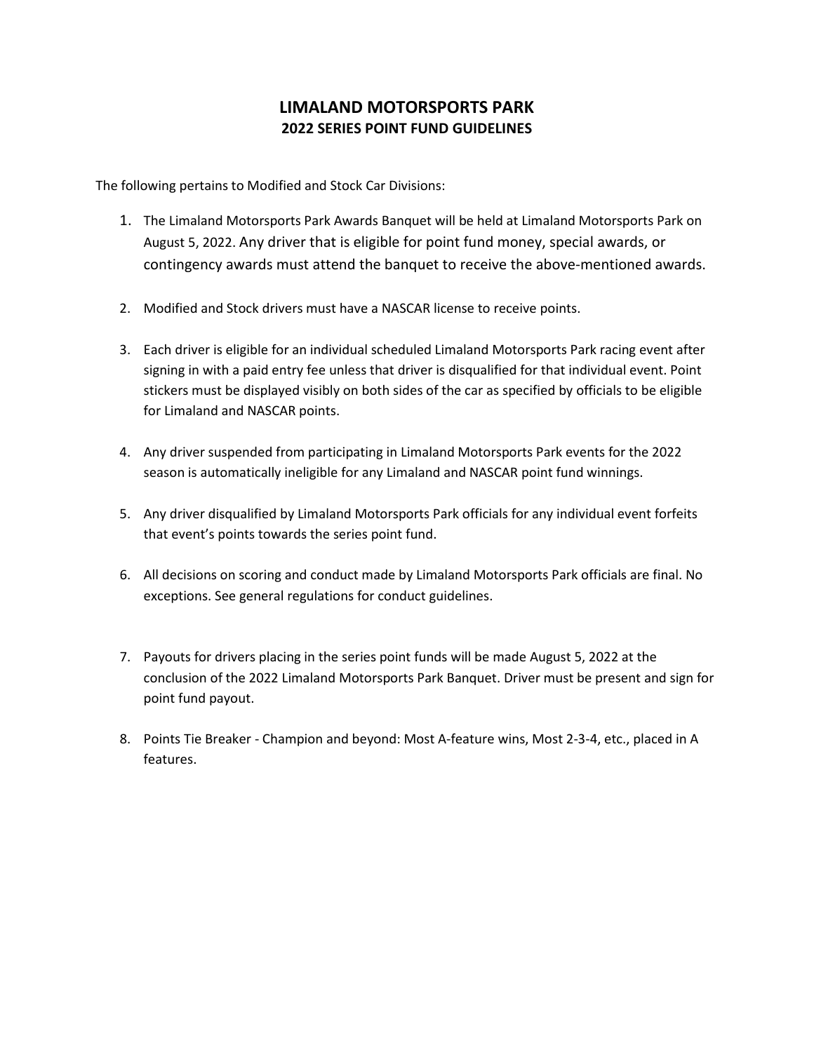# LIMALAND MOTORSPORTS PARK

## 2022 SERIES POINT FUND GUIDELINES

The following pertains to Modified and Stock Car Divisions:

1. The Limaland Motorsports Park Awards Banquet will be held at Limaland Motorsports Park on August 5, 2022. Any driver that is eligible for point fund money, special awards, or contingency awards must attend the banquet to receive the above-mentioned awards.

2. Modified and Stock drivers must have a NASCAR license to receive points.

3. Each driver is eligible for an individual scheduled Limaland Motorsports Park racing event after signing in with a paid entry fee unless that driver is disqualified for that individual event. Point stickers must be displayed visibly on both sides of the car as specified by officials to be eligible for Limaland and NASCAR points.

4. Any driver suspended from participating in Limaland Motorsports Park events for the 2022 season is automatically ineligible for any Limaland and NASCAR point fund winnings.

5. Any driver disqualified by Limaland Motorsports Park officials for any individual event forfeits that event's points towards the series point fund.

6. All decisions on scoring and conduct made by Limaland Motorsports Park officials are final. No exceptions. See general regulations for conduct guidelines.

7. Payouts for drivers placing in the series point funds will be made August 5, 2022 at the conclusion of the 2022 Limaland Motorsports Park Banquet. Driver must be present and sign for point fund payout.

8. Points Tie Breaker - Champion and beyond: Most A-feature wins, Most 2-3-4, etc., placed in A features.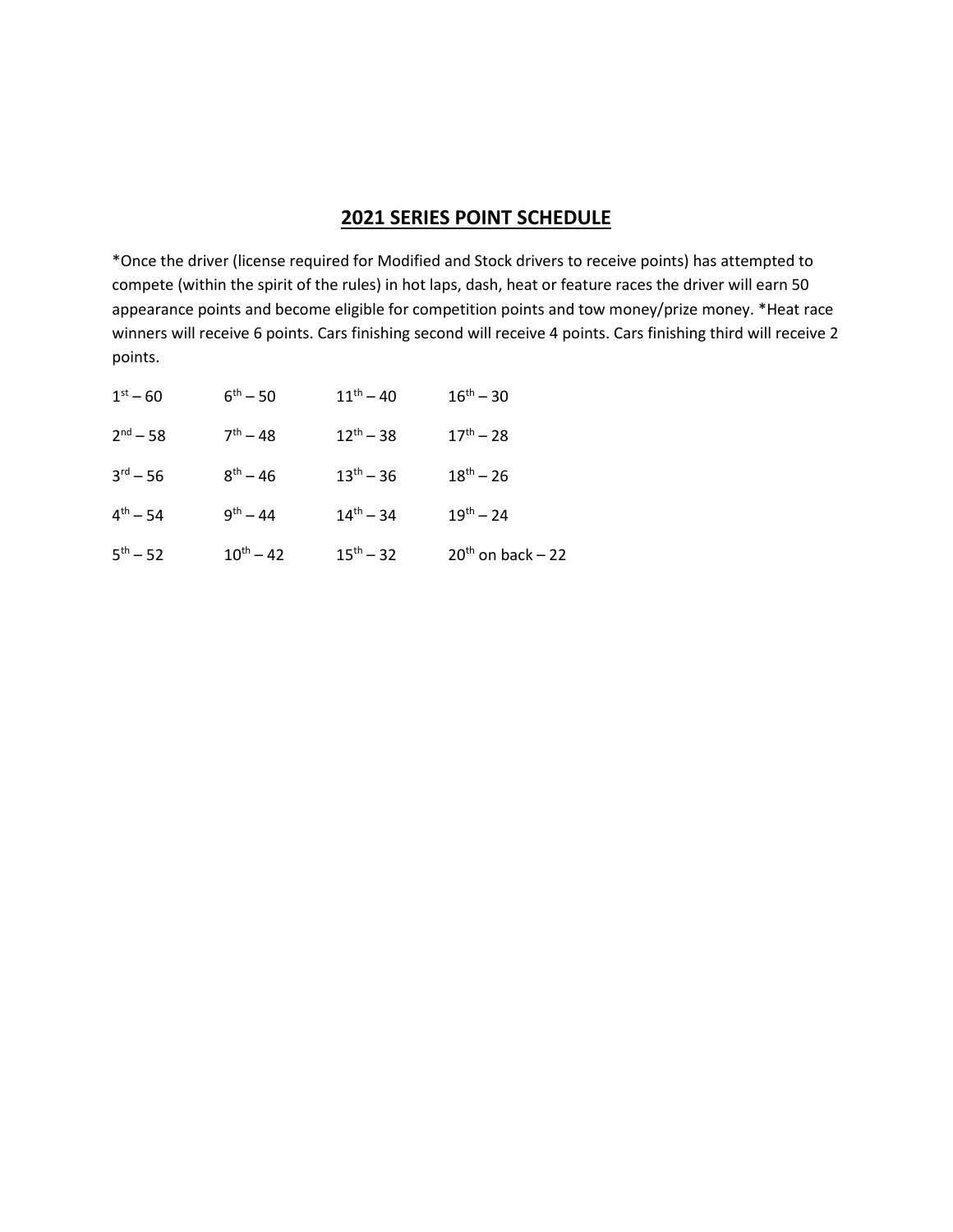## 2021 SERIES POINT SCHEDULE

*Once the driver (license required for Modified and Stock drivers to receive points) has attempted to compete (within the spirit of the rules) in hot laps, dash, heat or feature races the driver will earn 50 appearance points and become eligible for competition points and tow money/prize money. *Heat race winners will receive 6 points. Cars finishing second will receive 4 points. Cars finishing third will receive 2 points.

| | | | |
|---|---|---|---|
| 1st – 60 | 6th – 50 | 11th – 40 | 16th – 30 |
| 2nd – 58 | 7th – 48 | 12th – 38 | 17th – 28 |
| 3rd – 56 | 8th – 46 | 13th – 36 | 18th – 26 |
| 4th – 54 | 9th – 44 | 14th – 34 | 19th – 24 |
| 5th – 52 | 10th – 42 | 15th – 32 | 20th on back – 22 |